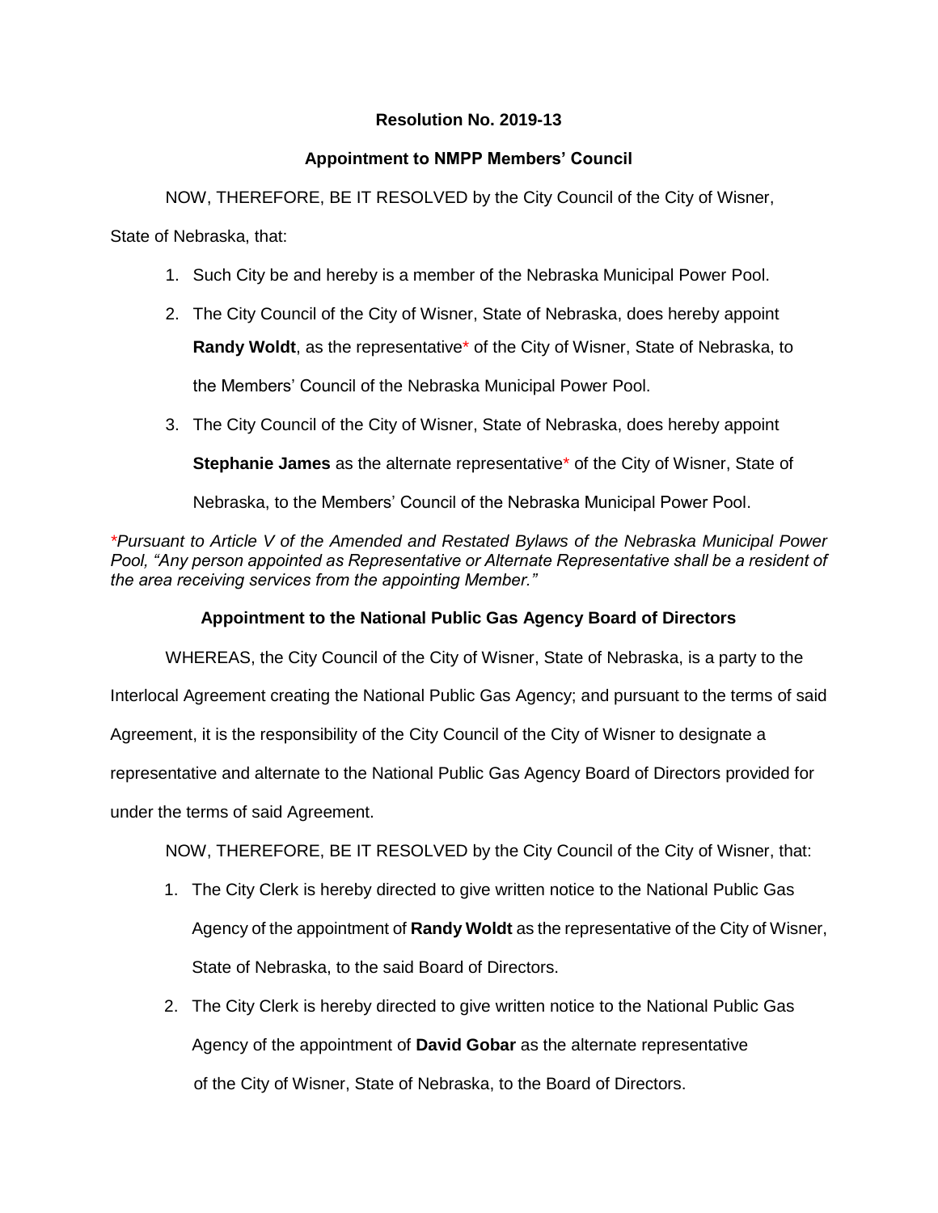# Resolution No. 2019-13

## Appointment to NMPP Members' Council

NOW, THEREFORE, BE IT RESOLVED by the City Council of the City of Wisner, State of Nebraska, that:

1. Such City be and hereby is a member of the Nebraska Municipal Power Pool.
2. The City Council of the City of Wisner, State of Nebraska, does hereby appoint **Randy Woldt**, as the representative* of the City of Wisner, State of Nebraska, to the Members' Council of the Nebraska Municipal Power Pool.
3. The City Council of the City of Wisner, State of Nebraska, does hereby appoint **Stephanie James** as the alternate representative* of the City of Wisner, State of Nebraska, to the Members' Council of the Nebraska Municipal Power Pool.

*\*Pursuant to Article V of the Amended and Restated Bylaws of the Nebraska Municipal Power Pool, "Any person appointed as Representative or Alternate Representative shall be a resident of the area receiving services from the appointing Member."*

## Appointment to the National Public Gas Agency Board of Directors

WHEREAS, the City Council of the City of Wisner, State of Nebraska, is a party to the Interlocal Agreement creating the National Public Gas Agency; and pursuant to the terms of said Agreement, it is the responsibility of the City Council of the City of Wisner to designate a representative and alternate to the National Public Gas Agency Board of Directors provided for under the terms of said Agreement.

NOW, THEREFORE, BE IT RESOLVED by the City Council of the City of Wisner, that:

1. The City Clerk is hereby directed to give written notice to the National Public Gas Agency of the appointment of **Randy Woldt** as the representative of the City of Wisner, State of Nebraska, to the said Board of Directors.
2. The City Clerk is hereby directed to give written notice to the National Public Gas Agency of the appointment of **David Gobar** as the alternate representative of the City of Wisner, State of Nebraska, to the Board of Directors.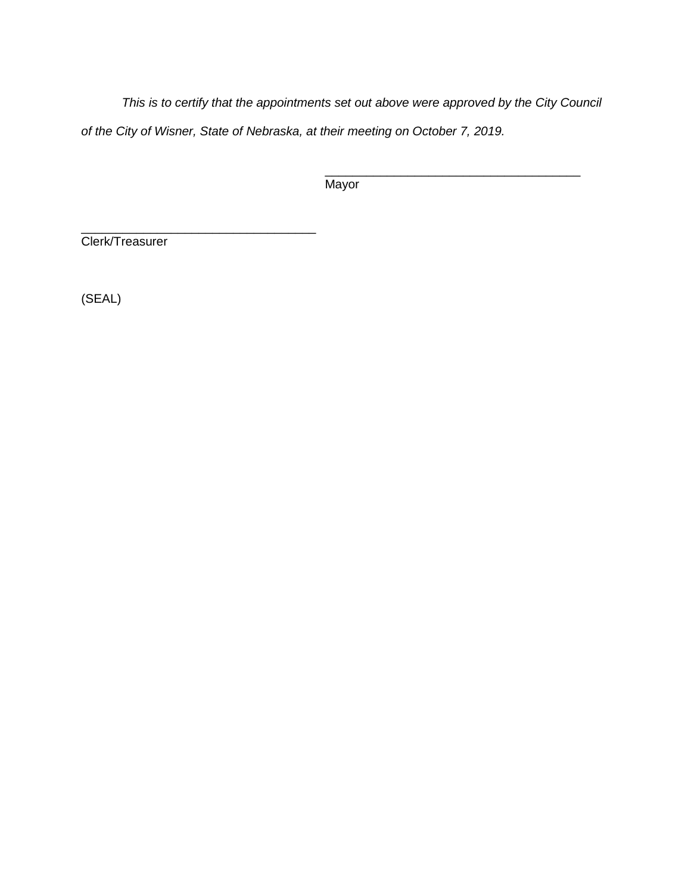*This is to certify that the appointments set out above were approved by the City Council of the City of Wisner, State of Nebraska, at their meeting on October 7, 2019.*

_____________________________________
Mayor

__________________________________
Clerk/Treasurer

(SEAL)